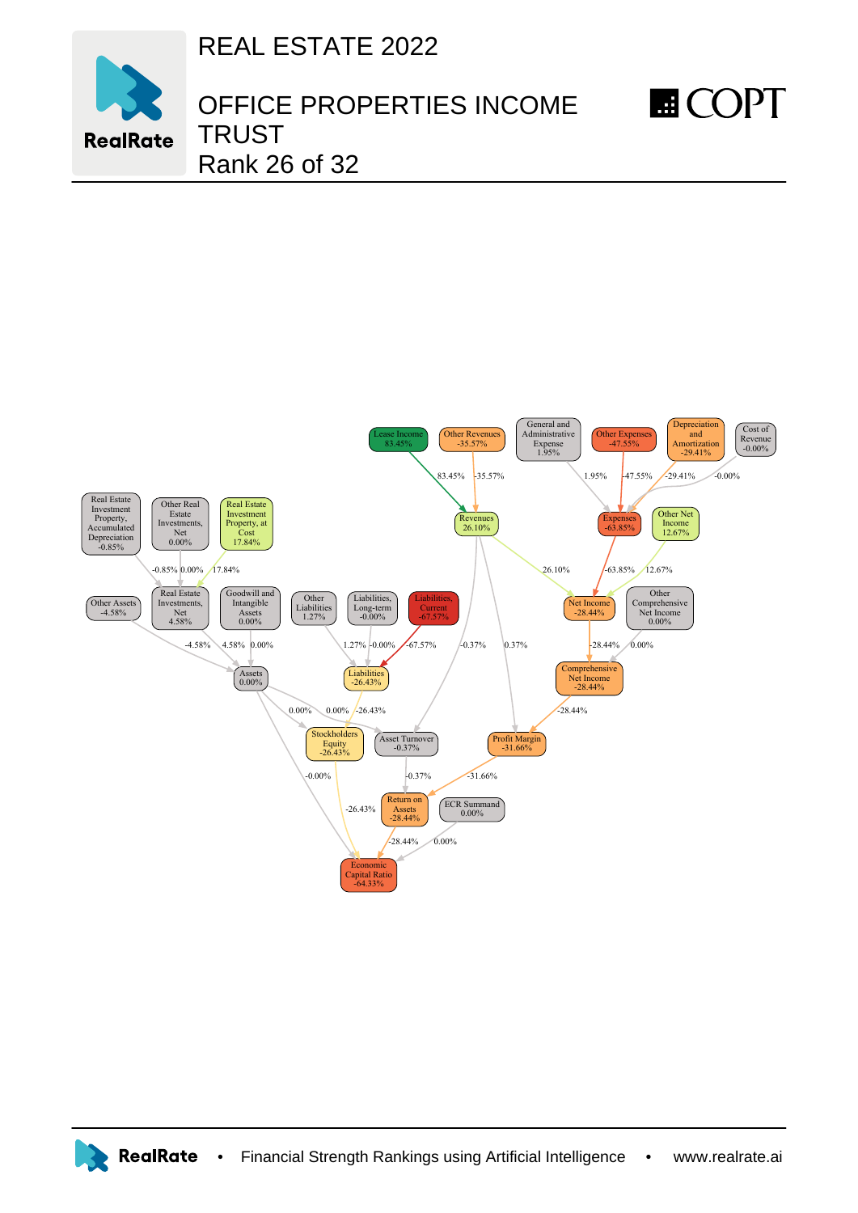# REAL ESTATE 2022

## OFFICE PROPERTIES INCOME TRUST

Rank 26 of 32

Lease Income 83.45%

Other Revenues -35.57%

General and Administrative Expense 1.95%

Other Expenses -47.55%

Depreciation and Amortization -29.41%

Cost of Revenue -0.00%

Revenues 26.10%

Expenses -63.85%

Other Net Income 12.67%

Real Estate Investment Property, Accumulated Depreciation -0.85%

Other Real Estate Investments, Net 0.00%

Real Estate Investment Property, at Cost 17.84%

Other Assets -4.58%

Real Estate Investments, Net 4.58%

Goodwill and Intangible Assets 0.00%

Other Liabilities 1.27%

Liabilities, Long-term -0.00%

Liabilities, Current -67.57%

Net Income -28.44%

Other Comprehensive Net Income 0.00%

Assets 0.00%

Liabilities -26.43%

Comprehensive Net Income -28.44%

Stockholders Equity -26.43%

Asset Turnover -0.37%

Profit Margin -31.66%

Return on Assets -28.44%

ECR Summand 0.00%

Economic Capital Ratio -64.33%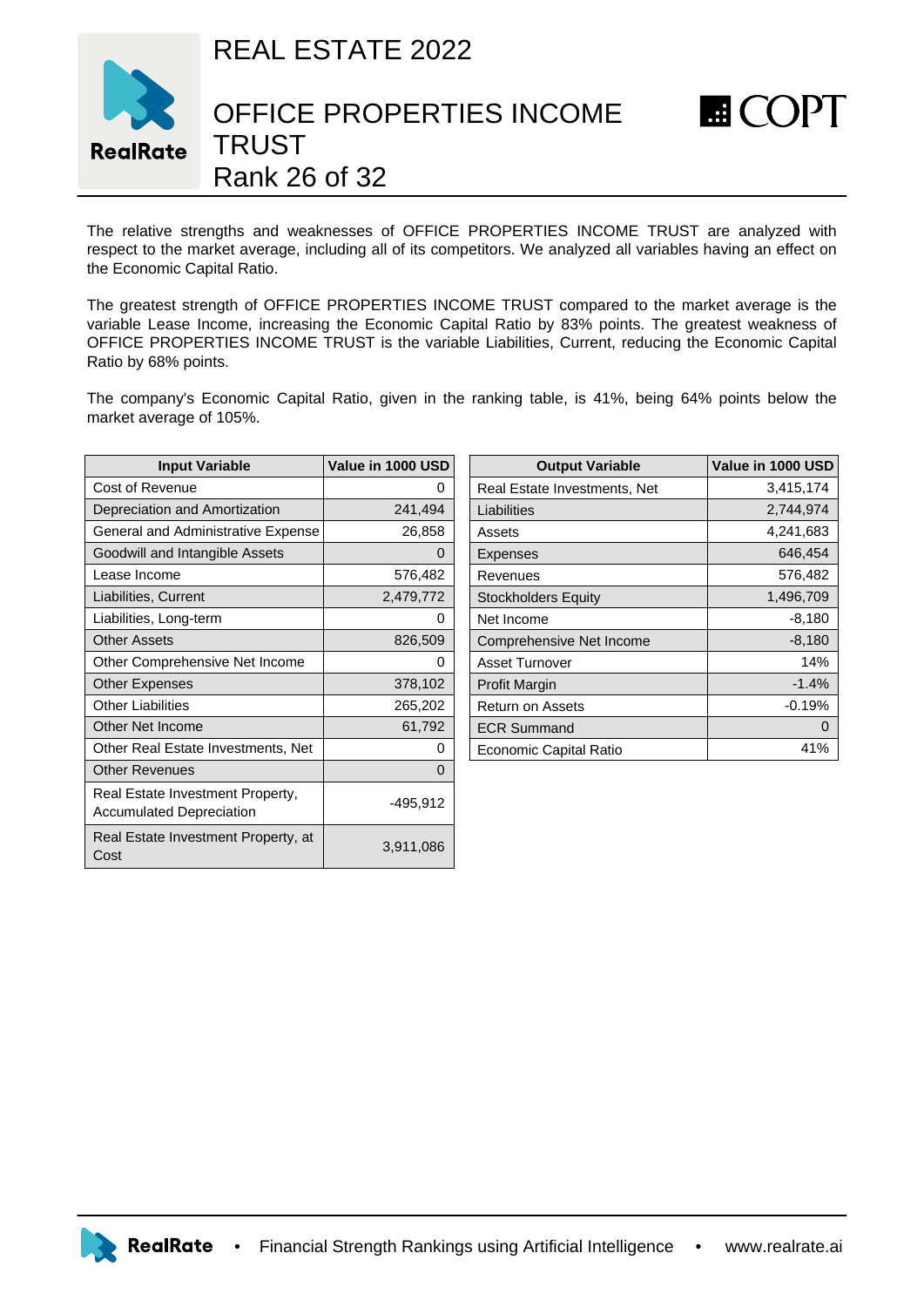# REAL ESTATE 2022

# OFFICE PROPERTIES INCOME TRUST

## Rank 26 of 32

The relative strengths and weaknesses of OFFICE PROPERTIES INCOME TRUST are analyzed with respect to the market average, including all of its competitors. We analyzed all variables having an effect on the Economic Capital Ratio.

The greatest strength of OFFICE PROPERTIES INCOME TRUST compared to the market average is the variable Lease Income, increasing the Economic Capital Ratio by 83% points. The greatest weakness of OFFICE PROPERTIES INCOME TRUST is the variable Liabilities, Current, reducing the Economic Capital Ratio by 68% points.

The company's Economic Capital Ratio, given in the ranking table, is 41%, being 64% points below the market average of 105%.

| Input Variable | Value in 1000 USD |
|---|---|
| Cost of Revenue | 0 |
| Depreciation and Amortization | 241,494 |
| General and Administrative Expense | 26,858 |
| Goodwill and Intangible Assets | 0 |
| Lease Income | 576,482 |
| Liabilities, Current | 2,479,772 |
| Liabilities, Long-term | 0 |
| Other Assets | 826,509 |
| Other Comprehensive Net Income | 0 |
| Other Expenses | 378,102 |
| Other Liabilities | 265,202 |
| Other Net Income | 61,792 |
| Other Real Estate Investments, Net | 0 |
| Other Revenues | 0 |
| Real Estate Investment Property, Accumulated Depreciation | -495,912 |
| Real Estate Investment Property, at Cost | 3,911,086 |

| Output Variable | Value in 1000 USD |
|---|---|
| Real Estate Investments, Net | 3,415,174 |
| Liabilities | 2,744,974 |
| Assets | 4,241,683 |
| Expenses | 646,454 |
| Revenues | 576,482 |
| Stockholders Equity | 1,496,709 |
| Net Income | -8,180 |
| Comprehensive Net Income | -8,180 |
| Asset Turnover | 14% |
| Profit Margin | -1.4% |
| Return on Assets | -0.19% |
| ECR Summand | 0 |
| Economic Capital Ratio | 41% |